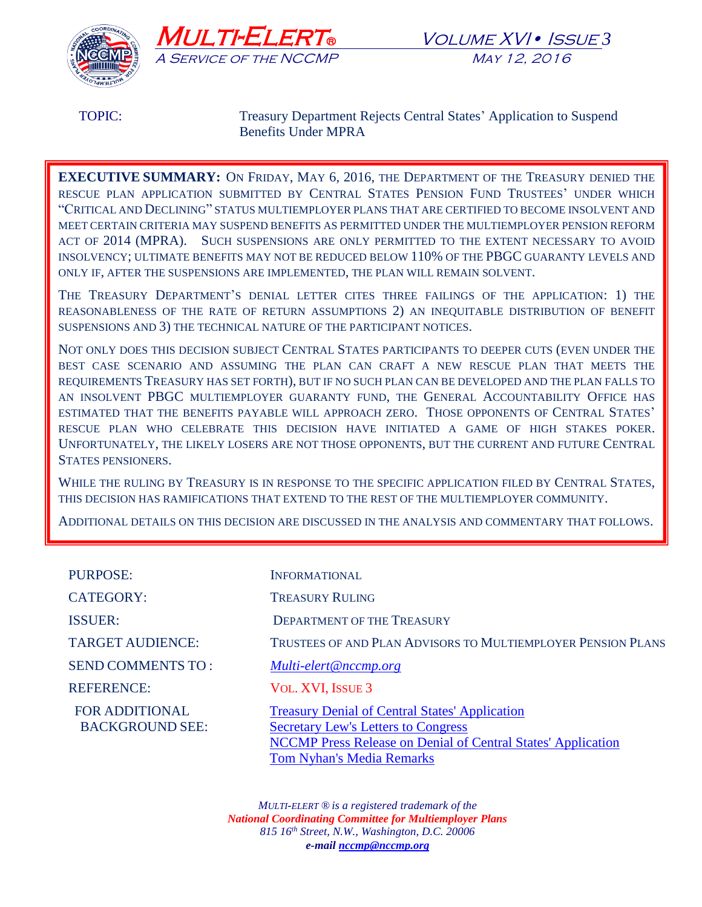# MULTI-ELERT®

*A SERVICE OF THE NCCMP*

VOLUME XVI • ISSUE 3

MAY 12, 2016

TOPIC: Treasury Department Rejects Central States' Application to Suspend Benefits Under MPRA

**EXECUTIVE SUMMARY:** ON FRIDAY, MAY 6, 2016, THE DEPARTMENT OF THE TREASURY DENIED THE RESCUE PLAN APPLICATION SUBMITTED BY CENTRAL STATES PENSION FUND TRUSTEES' UNDER WHICH "CRITICAL AND DECLINING" STATUS MULTIEMPLOYER PLANS THAT ARE CERTIFIED TO BECOME INSOLVENT AND MEET CERTAIN CRITERIA MAY SUSPEND BENEFITS AS PERMITTED UNDER THE MULTIEMPLOYER PENSION REFORM ACT OF 2014 (MPRA). SUCH SUSPENSIONS ARE ONLY PERMITTED TO THE EXTENT NECESSARY TO AVOID INSOLVENCY; ULTIMATE BENEFITS MAY NOT BE REDUCED BELOW 110% OF THE PBGC GUARANTY LEVELS AND ONLY IF, AFTER THE SUSPENSIONS ARE IMPLEMENTED, THE PLAN WILL REMAIN SOLVENT.

THE TREASURY DEPARTMENT'S DENIAL LETTER CITES THREE FAILINGS OF THE APPLICATION: 1) THE REASONABLENESS OF THE RATE OF RETURN ASSUMPTIONS 2) AN INEQUITABLE DISTRIBUTION OF BENEFIT SUSPENSIONS AND 3) THE TECHNICAL NATURE OF THE PARTICIPANT NOTICES.

NOT ONLY DOES THIS DECISION SUBJECT CENTRAL STATES PARTICIPANTS TO DEEPER CUTS (EVEN UNDER THE BEST CASE SCENARIO AND ASSUMING THE PLAN CAN CRAFT A NEW RESCUE PLAN THAT MEETS THE REQUIREMENTS TREASURY HAS SET FORTH), BUT IF NO SUCH PLAN CAN BE DEVELOPED AND THE PLAN FALLS TO AN INSOLVENT PBGC MULTIEMPLOYER GUARANTY FUND, THE GENERAL ACCOUNTABILITY OFFICE HAS ESTIMATED THAT THE BENEFITS PAYABLE WILL APPROACH ZERO. THOSE OPPONENTS OF CENTRAL STATES' RESCUE PLAN WHO CELEBRATE THIS DECISION HAVE INITIATED A GAME OF HIGH STAKES POKER. UNFORTUNATELY, THE LIKELY LOSERS ARE NOT THOSE OPPONENTS, BUT THE CURRENT AND FUTURE CENTRAL STATES PENSIONERS.

WHILE THE RULING BY TREASURY IS IN RESPONSE TO THE SPECIFIC APPLICATION FILED BY CENTRAL STATES, THIS DECISION HAS RAMIFICATIONS THAT EXTEND TO THE REST OF THE MULTIEMPLOYER COMMUNITY.

ADDITIONAL DETAILS ON THIS DECISION ARE DISCUSSED IN THE ANALYSIS AND COMMENTARY THAT FOLLOWS.

| | |
|---|---|
| PURPOSE: | INFORMATIONAL |
| CATEGORY: | TREASURY RULING |
| ISSUER: | DEPARTMENT OF THE TREASURY |
| TARGET AUDIENCE: | TRUSTEES OF AND PLAN ADVISORS TO MULTIEMPLOYER PENSION PLANS |
| SEND COMMENTS TO : | *Multi-elert@nccmp.org* |
| REFERENCE: | VOL. XVI, ISSUE 3 |
| FOR ADDITIONAL BACKGROUND SEE: | Treasury Denial of Central States' Application<br>Secretary Lew's Letters to Congress<br>NCCMP Press Release on Denial of Central States' Application<br>Tom Nyhan's Media Remarks |

*MULTI-ELERT ® is a registered trademark of the*
***National Coordinating Committee for Multiemployer Plans***
*815 16th Street, N.W., Washington, D.C. 20006*
***e-mail nccmp@nccmp.org***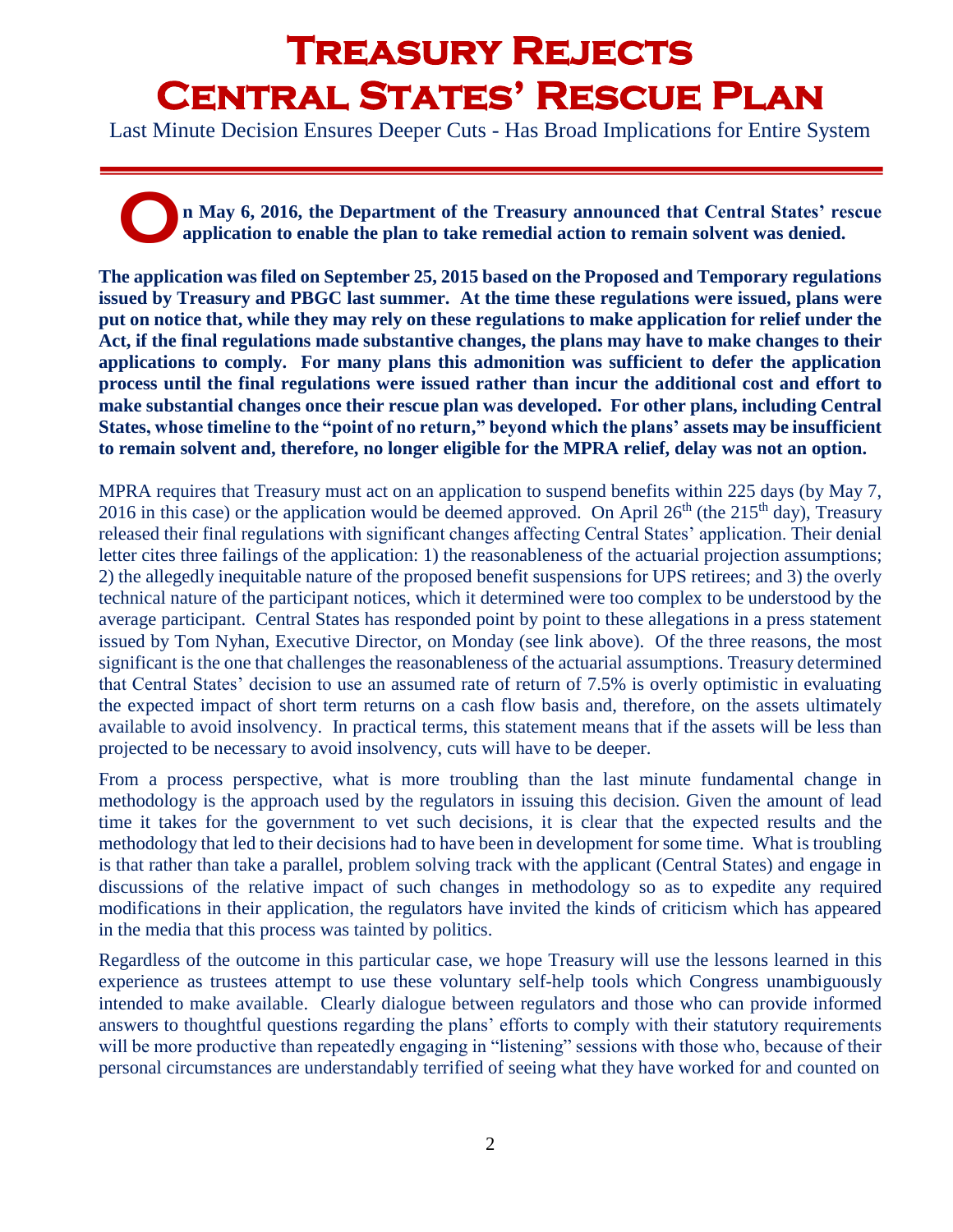# Treasury Rejects Central States' Rescue Plan

Last Minute Decision Ensures Deeper Cuts - Has Broad Implications for Entire System

**On May 6, 2016, the Department of the Treasury announced that Central States' rescue application to enable the plan to take remedial action to remain solvent was denied.**

**The application was filed on September 25, 2015 based on the Proposed and Temporary regulations issued by Treasury and PBGC last summer. At the time these regulations were issued, plans were put on notice that, while they may rely on these regulations to make application for relief under the Act, if the final regulations made substantive changes, the plans may have to make changes to their applications to comply. For many plans this admonition was sufficient to defer the application process until the final regulations were issued rather than incur the additional cost and effort to make substantial changes once their rescue plan was developed. For other plans, including Central States, whose timeline to the "point of no return," beyond which the plans' assets may be insufficient to remain solvent and, therefore, no longer eligible for the MPRA relief, delay was not an option.**

MPRA requires that Treasury must act on an application to suspend benefits within 225 days (by May 7, 2016 in this case) or the application would be deemed approved. On April 26th (the 215th day), Treasury released their final regulations with significant changes affecting Central States' application. Their denial letter cites three failings of the application: 1) the reasonableness of the actuarial projection assumptions; 2) the allegedly inequitable nature of the proposed benefit suspensions for UPS retirees; and 3) the overly technical nature of the participant notices, which it determined were too complex to be understood by the average participant. Central States has responded point by point to these allegations in a press statement issued by Tom Nyhan, Executive Director, on Monday (see link above). Of the three reasons, the most significant is the one that challenges the reasonableness of the actuarial assumptions. Treasury determined that Central States' decision to use an assumed rate of return of 7.5% is overly optimistic in evaluating the expected impact of short term returns on a cash flow basis and, therefore, on the assets ultimately available to avoid insolvency. In practical terms, this statement means that if the assets will be less than projected to be necessary to avoid insolvency, cuts will have to be deeper.

From a process perspective, what is more troubling than the last minute fundamental change in methodology is the approach used by the regulators in issuing this decision. Given the amount of lead time it takes for the government to vet such decisions, it is clear that the expected results and the methodology that led to their decisions had to have been in development for some time. What is troubling is that rather than take a parallel, problem solving track with the applicant (Central States) and engage in discussions of the relative impact of such changes in methodology so as to expedite any required modifications in their application, the regulators have invited the kinds of criticism which has appeared in the media that this process was tainted by politics.

Regardless of the outcome in this particular case, we hope Treasury will use the lessons learned in this experience as trustees attempt to use these voluntary self-help tools which Congress unambiguously intended to make available. Clearly dialogue between regulators and those who can provide informed answers to thoughtful questions regarding the plans' efforts to comply with their statutory requirements will be more productive than repeatedly engaging in "listening" sessions with those who, because of their personal circumstances are understandably terrified of seeing what they have worked for and counted on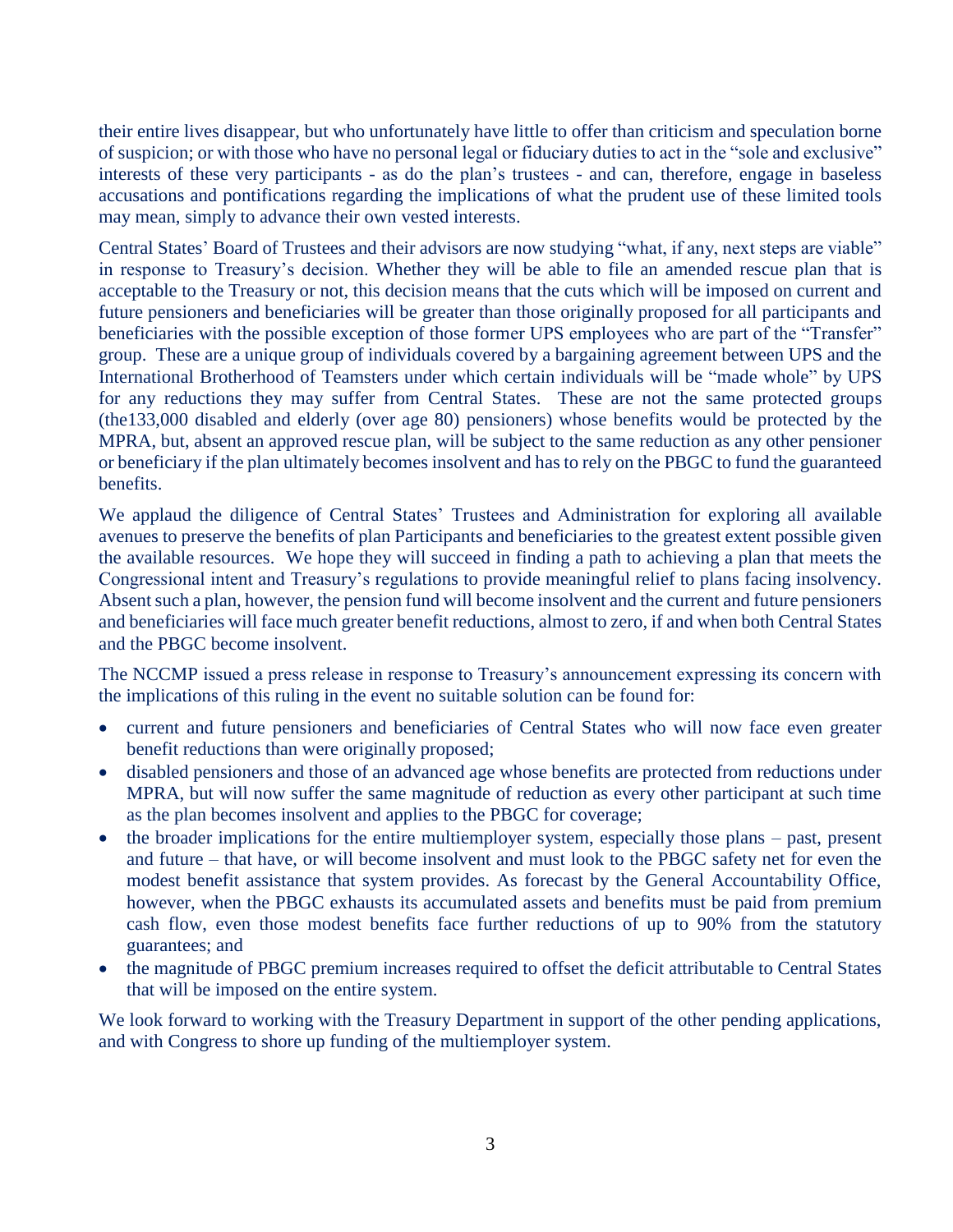their entire lives disappear, but who unfortunately have little to offer than criticism and speculation borne of suspicion; or with those who have no personal legal or fiduciary duties to act in the "sole and exclusive" interests of these very participants - as do the plan's trustees - and can, therefore, engage in baseless accusations and pontifications regarding the implications of what the prudent use of these limited tools may mean, simply to advance their own vested interests.

Central States' Board of Trustees and their advisors are now studying "what, if any, next steps are viable" in response to Treasury's decision. Whether they will be able to file an amended rescue plan that is acceptable to the Treasury or not, this decision means that the cuts which will be imposed on current and future pensioners and beneficiaries will be greater than those originally proposed for all participants and beneficiaries with the possible exception of those former UPS employees who are part of the "Transfer" group. These are a unique group of individuals covered by a bargaining agreement between UPS and the International Brotherhood of Teamsters under which certain individuals will be "made whole" by UPS for any reductions they may suffer from Central States. These are not the same protected groups (the133,000 disabled and elderly (over age 80) pensioners) whose benefits would be protected by the MPRA, but, absent an approved rescue plan, will be subject to the same reduction as any other pensioner or beneficiary if the plan ultimately becomes insolvent and has to rely on the PBGC to fund the guaranteed benefits.

We applaud the diligence of Central States' Trustees and Administration for exploring all available avenues to preserve the benefits of plan Participants and beneficiaries to the greatest extent possible given the available resources. We hope they will succeed in finding a path to achieving a plan that meets the Congressional intent and Treasury's regulations to provide meaningful relief to plans facing insolvency. Absent such a plan, however, the pension fund will become insolvent and the current and future pensioners and beneficiaries will face much greater benefit reductions, almost to zero, if and when both Central States and the PBGC become insolvent.

The NCCMP issued a press release in response to Treasury's announcement expressing its concern with the implications of this ruling in the event no suitable solution can be found for:

- current and future pensioners and beneficiaries of Central States who will now face even greater benefit reductions than were originally proposed;
- disabled pensioners and those of an advanced age whose benefits are protected from reductions under MPRA, but will now suffer the same magnitude of reduction as every other participant at such time as the plan becomes insolvent and applies to the PBGC for coverage;
- the broader implications for the entire multiemployer system, especially those plans – past, present and future – that have, or will become insolvent and must look to the PBGC safety net for even the modest benefit assistance that system provides. As forecast by the General Accountability Office, however, when the PBGC exhausts its accumulated assets and benefits must be paid from premium cash flow, even those modest benefits face further reductions of up to 90% from the statutory guarantees; and
- the magnitude of PBGC premium increases required to offset the deficit attributable to Central States that will be imposed on the entire system.

We look forward to working with the Treasury Department in support of the other pending applications, and with Congress to shore up funding of the multiemployer system.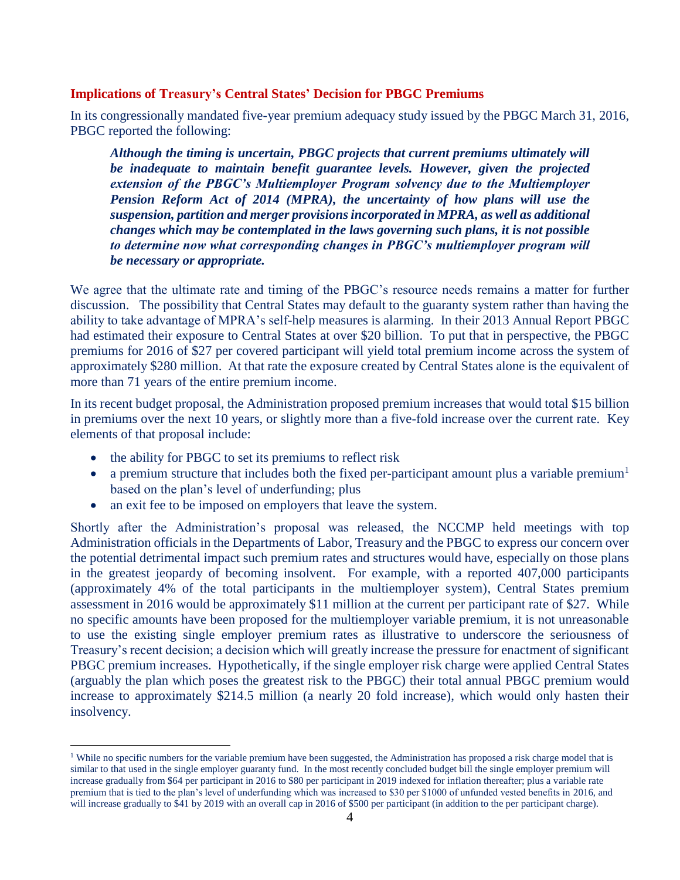## Implications of Treasury's Central States' Decision for PBGC Premiums

In its congressionally mandated five-year premium adequacy study issued by the PBGC March 31, 2016, PBGC reported the following:

> ***Although the timing is uncertain, PBGC projects that current premiums ultimately will be inadequate to maintain benefit guarantee levels. However, given the projected extension of the PBGC's Multiemployer Program solvency due to the Multiemployer Pension Reform Act of 2014 (MPRA), the uncertainty of how plans will use the suspension, partition and merger provisions incorporated in MPRA, as well as additional changes which may be contemplated in the laws governing such plans, it is not possible to determine now what corresponding changes in PBGC's multiemployer program will be necessary or appropriate.***

We agree that the ultimate rate and timing of the PBGC's resource needs remains a matter for further discussion. The possibility that Central States may default to the guaranty system rather than having the ability to take advantage of MPRA's self-help measures is alarming. In their 2013 Annual Report PBGC had estimated their exposure to Central States at over $20 billion. To put that in perspective, the PBGC premiums for 2016 of $27 per covered participant will yield total premium income across the system of approximately $280 million. At that rate the exposure created by Central States alone is the equivalent of more than 71 years of the entire premium income.

In its recent budget proposal, the Administration proposed premium increases that would total $15 billion in premiums over the next 10 years, or slightly more than a five-fold increase over the current rate. Key elements of that proposal include:

- the ability for PBGC to set its premiums to reflect risk
- a premium structure that includes both the fixed per-participant amount plus a variable premium[1] based on the plan's level of underfunding; plus
- an exit fee to be imposed on employers that leave the system.

Shortly after the Administration's proposal was released, the NCCMP held meetings with top Administration officials in the Departments of Labor, Treasury and the PBGC to express our concern over the potential detrimental impact such premium rates and structures would have, especially on those plans in the greatest jeopardy of becoming insolvent. For example, with a reported 407,000 participants (approximately 4% of the total participants in the multiemployer system), Central States premium assessment in 2016 would be approximately $11 million at the current per participant rate of $27. While no specific amounts have been proposed for the multiemployer variable premium, it is not unreasonable to use the existing single employer premium rates as illustrative to underscore the seriousness of Treasury's recent decision; a decision which will greatly increase the pressure for enactment of significant PBGC premium increases. Hypothetically, if the single employer risk charge were applied Central States (arguably the plan which poses the greatest risk to the PBGC) their total annual PBGC premium would increase to approximately $214.5 million (a nearly 20 fold increase), which would only hasten their insolvency.

---

[1] While no specific numbers for the variable premium have been suggested, the Administration has proposed a risk charge model that is similar to that used in the single employer guaranty fund. In the most recently concluded budget bill the single employer premium will increase gradually from $64 per participant in 2016 to $80 per participant in 2019 indexed for inflation thereafter; plus a variable rate premium that is tied to the plan's level of underfunding which was increased to $30 per $1000 of unfunded vested benefits in 2016, and will increase gradually to $41 by 2019 with an overall cap in 2016 of $500 per participant (in addition to the per participant charge).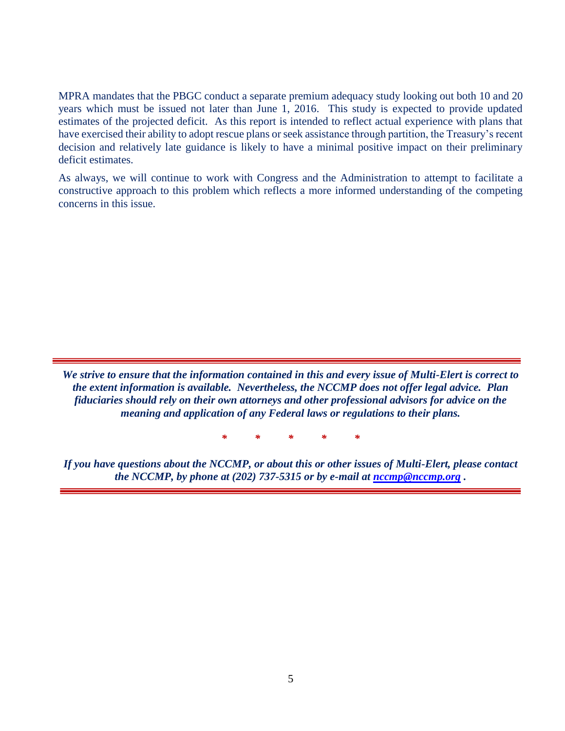MPRA mandates that the PBGC conduct a separate premium adequacy study looking out both 10 and 20 years which must be issued not later than June 1, 2016. This study is expected to provide updated estimates of the projected deficit. As this report is intended to reflect actual experience with plans that have exercised their ability to adopt rescue plans or seek assistance through partition, the Treasury's recent decision and relatively late guidance is likely to have a minimal positive impact on their preliminary deficit estimates.

As always, we will continue to work with Congress and the Administration to attempt to facilitate a constructive approach to this problem which reflects a more informed understanding of the competing concerns in this issue.

---

***We strive to ensure that the information contained in this and every issue of Multi-Elert is correct to the extent information is available. Nevertheless, the NCCMP does not offer legal advice. Plan fiduciaries should rely on their own attorneys and other professional advisors for advice on the meaning and application of any Federal laws or regulations to their plans.***

\*　　\*　　\*　　\*　　\*

***If you have questions about the NCCMP, or about this or other issues of Multi-Elert, please contact the NCCMP, by phone at (202) 737-5315 or by e-mail at [nccmp@nccmp.org](mailto:nccmp@nccmp.org) .***

---